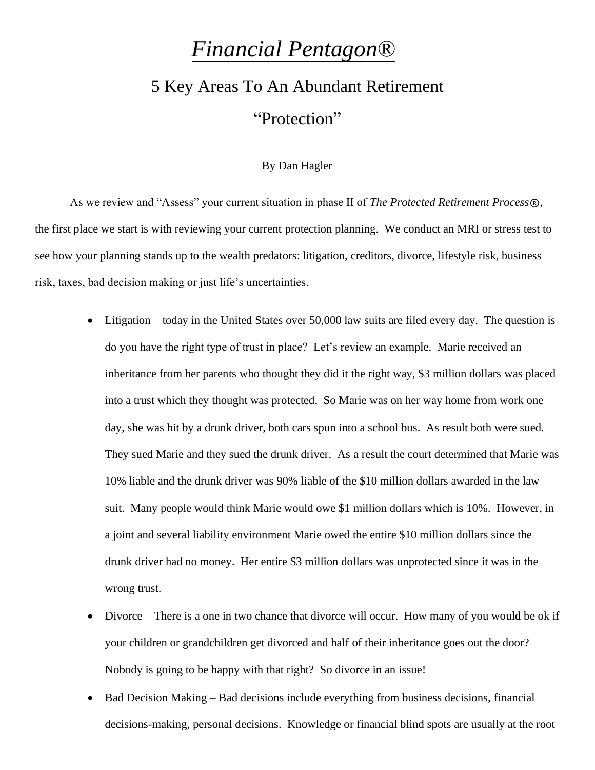# *Financial Pentagon®*

## 5 Key Areas To An Abundant Retirement

## "Protection"

By Dan Hagler

As we review and "Assess" your current situation in phase II of *The Protected Retirement Process®*, the first place we start is with reviewing your current protection planning. We conduct an MRI or stress test to see how your planning stands up to the wealth predators: litigation, creditors, divorce, lifestyle risk, business risk, taxes, bad decision making or just life's uncertainties.

- Litigation – today in the United States over 50,000 law suits are filed every day. The question is do you have the right type of trust in place? Let's review an example. Marie received an inheritance from her parents who thought they did it the right way, $3 million dollars was placed into a trust which they thought was protected. So Marie was on her way home from work one day, she was hit by a drunk driver, both cars spun into a school bus. As result both were sued. They sued Marie and they sued the drunk driver. As a result the court determined that Marie was 10% liable and the drunk driver was 90% liable of the $10 million dollars awarded in the law suit. Many people would think Marie would owe $1 million dollars which is 10%. However, in a joint and several liability environment Marie owed the entire $10 million dollars since the drunk driver had no money. Her entire $3 million dollars was unprotected since it was in the wrong trust.
- Divorce – There is a one in two chance that divorce will occur. How many of you would be ok if your children or grandchildren get divorced and half of their inheritance goes out the door? Nobody is going to be happy with that right? So divorce in an issue!
- Bad Decision Making – Bad decisions include everything from business decisions, financial decisions-making, personal decisions. Knowledge or financial blind spots are usually at the root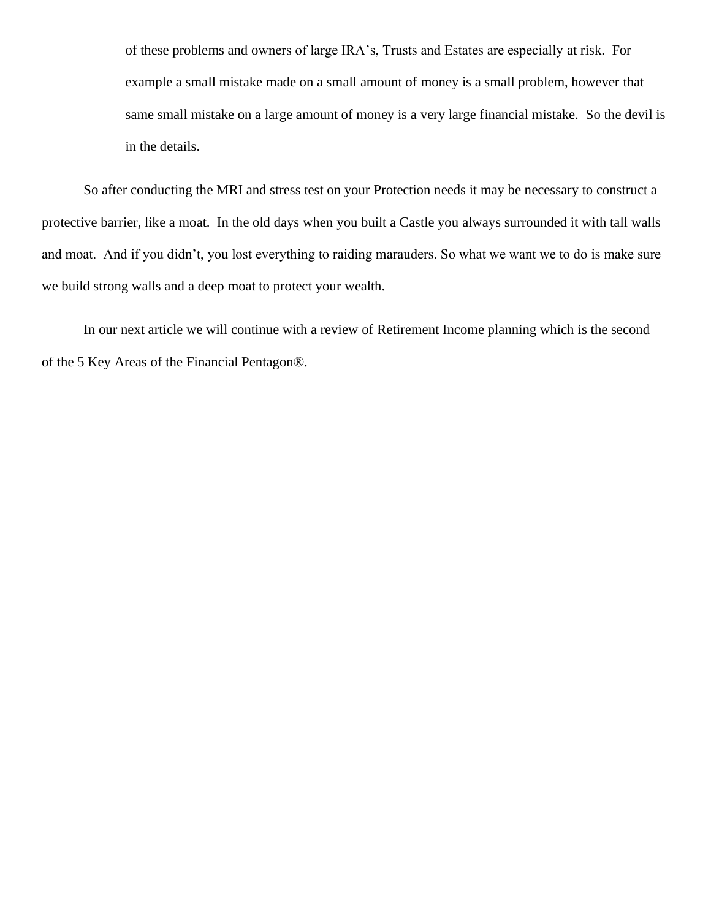of these problems and owners of large IRA's, Trusts and Estates are especially at risk. For example a small mistake made on a small amount of money is a small problem, however that same small mistake on a large amount of money is a very large financial mistake. So the devil is in the details.

So after conducting the MRI and stress test on your Protection needs it may be necessary to construct a protective barrier, like a moat. In the old days when you built a Castle you always surrounded it with tall walls and moat. And if you didn't, you lost everything to raiding marauders. So what we want we to do is make sure we build strong walls and a deep moat to protect your wealth.

In our next article we will continue with a review of Retirement Income planning which is the second of the 5 Key Areas of the Financial Pentagon®.